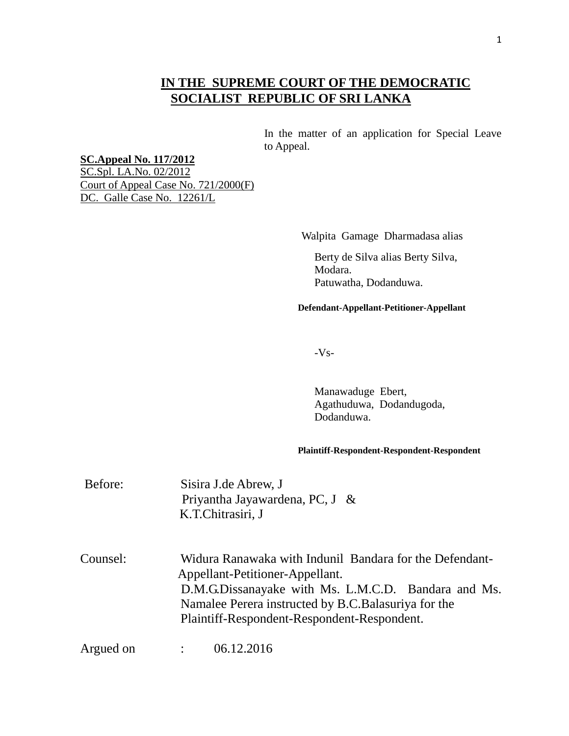# IN THE SUPREME COURT OF THE DEMOCRATIC SOCIALIST REPUBLIC OF SRI LANKA

In the matter of an application for Special Leave to Appeal.

**SC.Appeal No. 117/2012**
SC.Spl. LA.No. 02/2012
Court of Appeal Case No. 721/2000(F)
DC. Galle Case No. 12261/L

Walpita Gamage Dharmadasa alias
Berty de Silva alias Berty Silva,
Modara.
Patuwatha, Dodanduwa.

**Defendant-Appellant-Petitioner-Appellant**

-Vs-

Manawaduge Ebert,
Agathuduwa, Dodandugoda,
Dodanduwa.

**Plaintiff-Respondent-Respondent-Respondent**

Before: Sisira J.de Abrew, J
Priyantha Jayawardena, PC, J &
K.T.Chitrasiri, J

Counsel: Widura Ranawaka with Indunil Bandara for the Defendant-Appellant-Petitioner-Appellant.
D.M.G.Dissanayake with Ms. L.M.C.D. Bandara and Ms. Namalee Perera instructed by B.C.Balasuriya for the Plaintiff-Respondent-Respondent-Respondent.

Argued on : 06.12.2016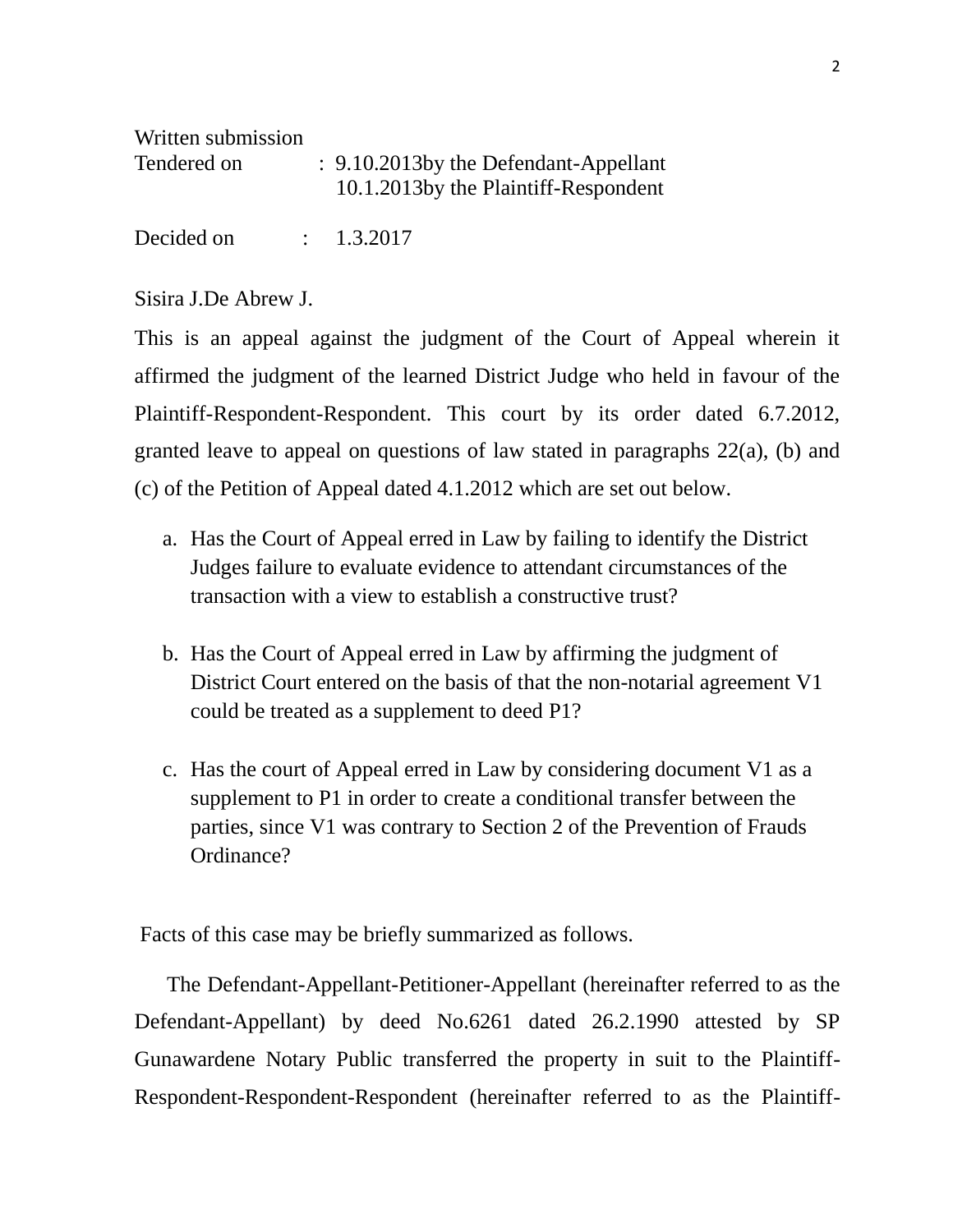Written submission
Tendered on : 9.10.2013by the Defendant-Appellant
10.1.2013by the Plaintiff-Respondent

Decided on : 1.3.2017

Sisira J.De Abrew J.

This is an appeal against the judgment of the Court of Appeal wherein it affirmed the judgment of the learned District Judge who held in favour of the Plaintiff-Respondent-Respondent. This court by its order dated 6.7.2012, granted leave to appeal on questions of law stated in paragraphs 22(a), (b) and (c) of the Petition of Appeal dated 4.1.2012 which are set out below.

a. Has the Court of Appeal erred in Law by failing to identify the District Judges failure to evaluate evidence to attendant circumstances of the transaction with a view to establish a constructive trust?

b. Has the Court of Appeal erred in Law by affirming the judgment of District Court entered on the basis of that the non-notarial agreement V1 could be treated as a supplement to deed P1?

c. Has the court of Appeal erred in Law by considering document V1 as a supplement to P1 in order to create a conditional transfer between the parties, since V1 was contrary to Section 2 of the Prevention of Frauds Ordinance?

Facts of this case may be briefly summarized as follows.

The Defendant-Appellant-Petitioner-Appellant (hereinafter referred to as the Defendant-Appellant) by deed No.6261 dated 26.2.1990 attested by SP Gunawardene Notary Public transferred the property in suit to the Plaintiff-Respondent-Respondent-Respondent (hereinafter referred to as the Plaintiff-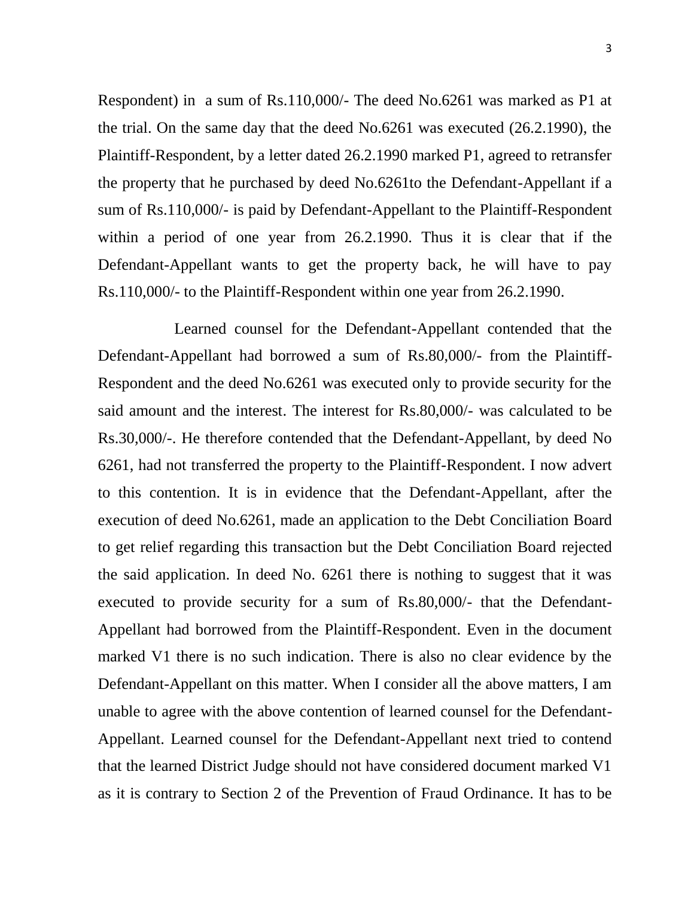Respondent) in a sum of Rs.110,000/- The deed No.6261 was marked as P1 at the trial. On the same day that the deed No.6261 was executed (26.2.1990), the Plaintiff-Respondent, by a letter dated 26.2.1990 marked P1, agreed to retransfer the property that he purchased by deed No.6261to the Defendant-Appellant if a sum of Rs.110,000/- is paid by Defendant-Appellant to the Plaintiff-Respondent within a period of one year from 26.2.1990. Thus it is clear that if the Defendant-Appellant wants to get the property back, he will have to pay Rs.110,000/- to the Plaintiff-Respondent within one year from 26.2.1990.

Learned counsel for the Defendant-Appellant contended that the Defendant-Appellant had borrowed a sum of Rs.80,000/- from the Plaintiff-Respondent and the deed No.6261 was executed only to provide security for the said amount and the interest. The interest for Rs.80,000/- was calculated to be Rs.30,000/-. He therefore contended that the Defendant-Appellant, by deed No 6261, had not transferred the property to the Plaintiff-Respondent. I now advert to this contention. It is in evidence that the Defendant-Appellant, after the execution of deed No.6261, made an application to the Debt Conciliation Board to get relief regarding this transaction but the Debt Conciliation Board rejected the said application. In deed No. 6261 there is nothing to suggest that it was executed to provide security for a sum of Rs.80,000/- that the Defendant-Appellant had borrowed from the Plaintiff-Respondent. Even in the document marked V1 there is no such indication. There is also no clear evidence by the Defendant-Appellant on this matter. When I consider all the above matters, I am unable to agree with the above contention of learned counsel for the Defendant-Appellant. Learned counsel for the Defendant-Appellant next tried to contend that the learned District Judge should not have considered document marked V1 as it is contrary to Section 2 of the Prevention of Fraud Ordinance. It has to be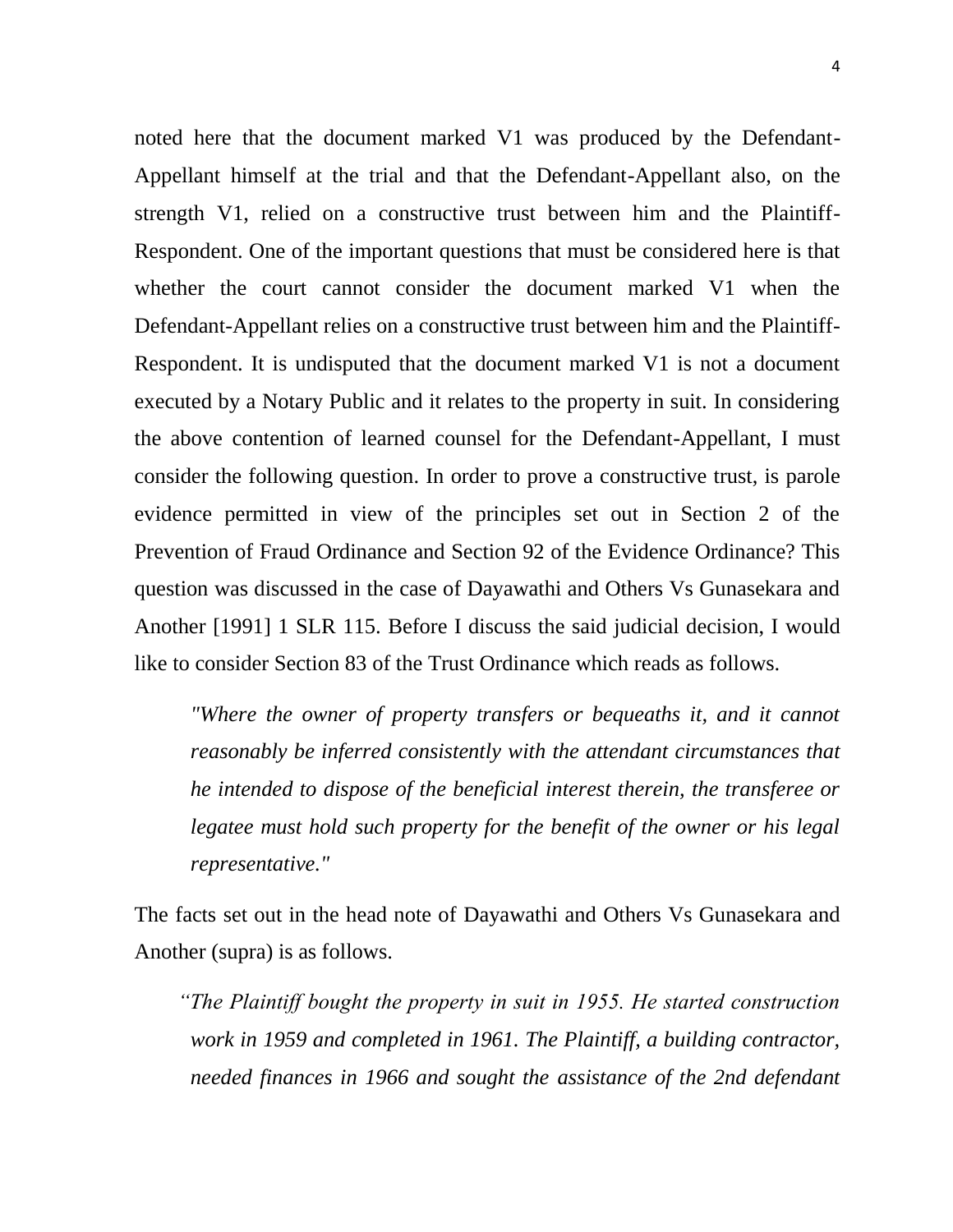noted here that the document marked V1 was produced by the Defendant-Appellant himself at the trial and that the Defendant-Appellant also, on the strength V1, relied on a constructive trust between him and the Plaintiff-Respondent. One of the important questions that must be considered here is that whether the court cannot consider the document marked V1 when the Defendant-Appellant relies on a constructive trust between him and the Plaintiff-Respondent. It is undisputed that the document marked V1 is not a document executed by a Notary Public and it relates to the property in suit. In considering the above contention of learned counsel for the Defendant-Appellant, I must consider the following question. In order to prove a constructive trust, is parole evidence permitted in view of the principles set out in Section 2 of the Prevention of Fraud Ordinance and Section 92 of the Evidence Ordinance? This question was discussed in the case of Dayawathi and Others Vs Gunasekara and Another [1991] 1 SLR 115. Before I discuss the said judicial decision, I would like to consider Section 83 of the Trust Ordinance which reads as follows.

> *"Where the owner of property transfers or bequeaths it, and it cannot reasonably be inferred consistently with the attendant circumstances that he intended to dispose of the beneficial interest therein, the transferee or legatee must hold such property for the benefit of the owner or his legal representative."*

The facts set out in the head note of Dayawathi and Others Vs Gunasekara and Another (supra) is as follows.

> *"The Plaintiff bought the property in suit in 1955. He started construction work in 1959 and completed in 1961. The Plaintiff, a building contractor, needed finances in 1966 and sought the assistance of the 2nd defendant*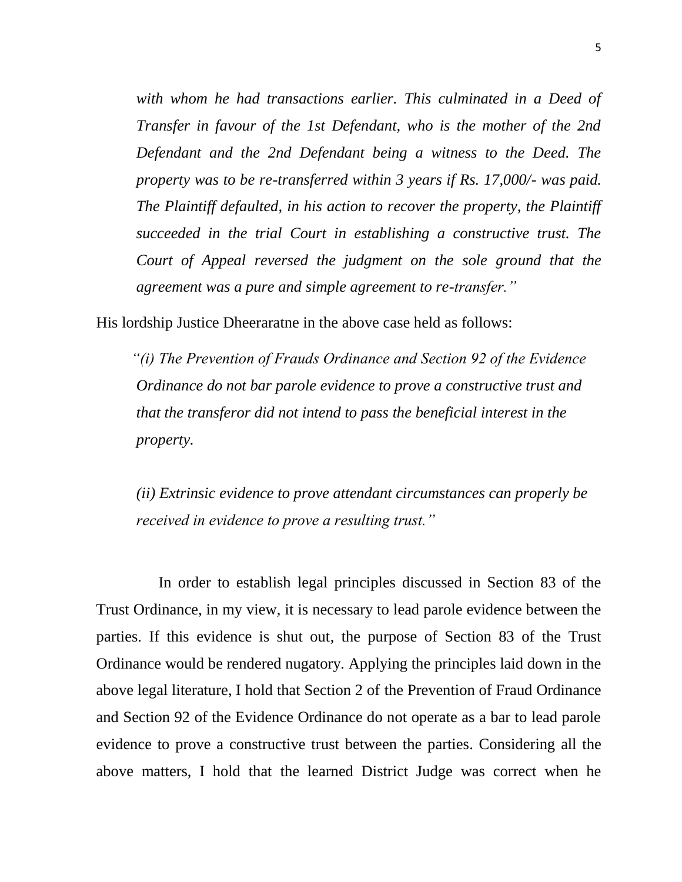*with whom he had transactions earlier. This culminated in a Deed of Transfer in favour of the 1st Defendant, who is the mother of the 2nd Defendant and the 2nd Defendant being a witness to the Deed. The property was to be re-transferred within 3 years if Rs. 17,000/- was paid. The Plaintiff defaulted, in his action to recover the property, the Plaintiff succeeded in the trial Court in establishing a constructive trust. The Court of Appeal reversed the judgment on the sole ground that the agreement was a pure and simple agreement to re-transfer."*

His lordship Justice Dheeraratne in the above case held as follows:

> *"(i) The Prevention of Frauds Ordinance and Section 92 of the Evidence Ordinance do not bar parole evidence to prove a constructive trust and that the transferor did not intend to pass the beneficial interest in the property.*
>
> *(ii) Extrinsic evidence to prove attendant circumstances can properly be received in evidence to prove a resulting trust."*

In order to establish legal principles discussed in Section 83 of the Trust Ordinance, in my view, it is necessary to lead parole evidence between the parties. If this evidence is shut out, the purpose of Section 83 of the Trust Ordinance would be rendered nugatory. Applying the principles laid down in the above legal literature, I hold that Section 2 of the Prevention of Fraud Ordinance and Section 92 of the Evidence Ordinance do not operate as a bar to lead parole evidence to prove a constructive trust between the parties. Considering all the above matters, I hold that the learned District Judge was correct when he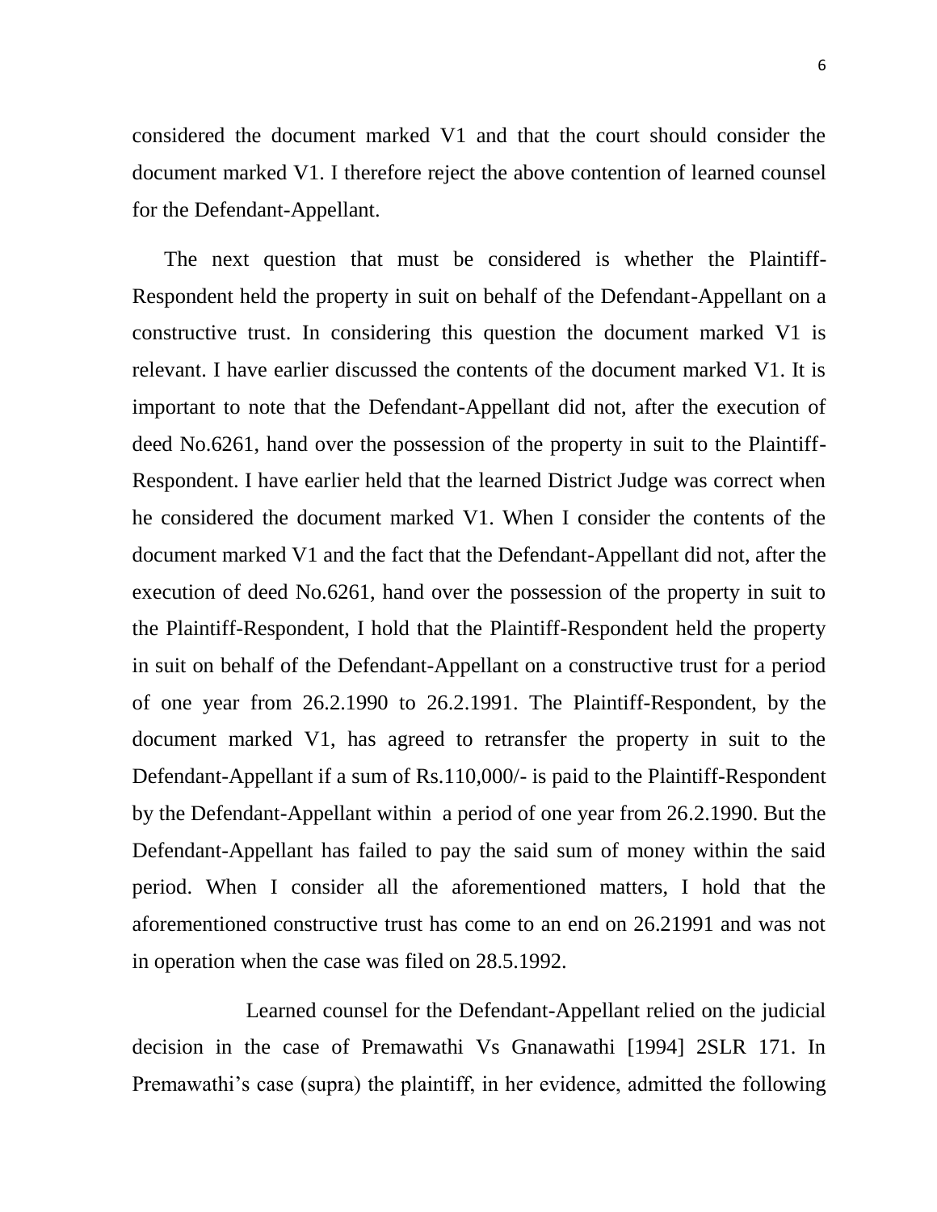considered the document marked V1 and that the court should consider the document marked V1. I therefore reject the above contention of learned counsel for the Defendant-Appellant.

The next question that must be considered is whether the Plaintiff-Respondent held the property in suit on behalf of the Defendant-Appellant on a constructive trust. In considering this question the document marked V1 is relevant. I have earlier discussed the contents of the document marked V1. It is important to note that the Defendant-Appellant did not, after the execution of deed No.6261, hand over the possession of the property in suit to the Plaintiff-Respondent. I have earlier held that the learned District Judge was correct when he considered the document marked V1. When I consider the contents of the document marked V1 and the fact that the Defendant-Appellant did not, after the execution of deed No.6261, hand over the possession of the property in suit to the Plaintiff-Respondent, I hold that the Plaintiff-Respondent held the property in suit on behalf of the Defendant-Appellant on a constructive trust for a period of one year from 26.2.1990 to 26.2.1991. The Plaintiff-Respondent, by the document marked V1, has agreed to retransfer the property in suit to the Defendant-Appellant if a sum of Rs.110,000/- is paid to the Plaintiff-Respondent by the Defendant-Appellant within a period of one year from 26.2.1990. But the Defendant-Appellant has failed to pay the said sum of money within the said period. When I consider all the aforementioned matters, I hold that the aforementioned constructive trust has come to an end on 26.21991 and was not in operation when the case was filed on 28.5.1992.

Learned counsel for the Defendant-Appellant relied on the judicial decision in the case of Premawathi Vs Gnanawathi [1994] 2SLR 171. In Premawathi's case (supra) the plaintiff, in her evidence, admitted the following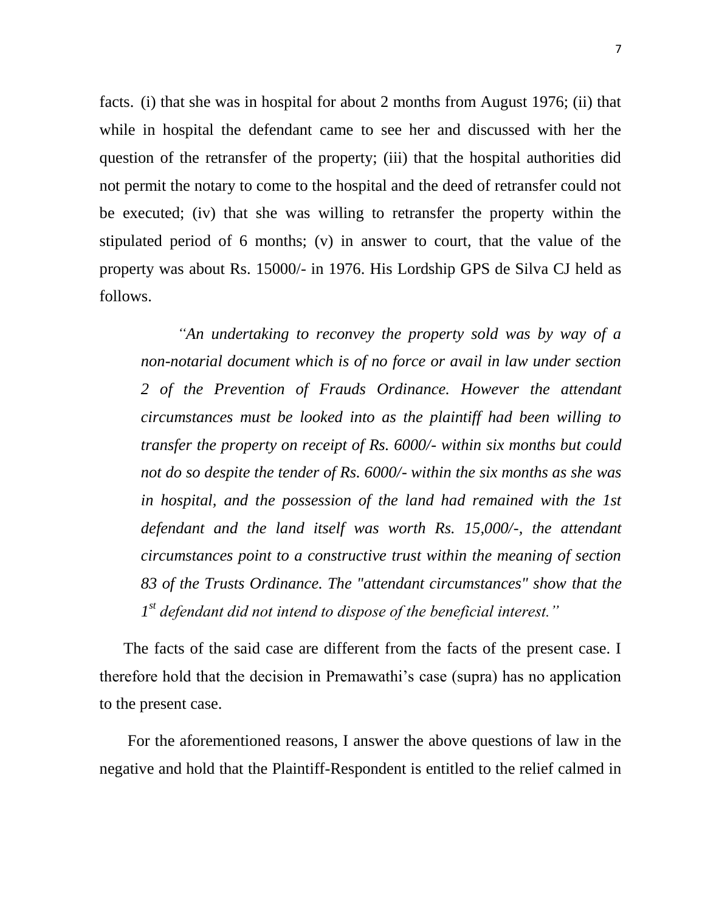facts. (i) that she was in hospital for about 2 months from August 1976; (ii) that while in hospital the defendant came to see her and discussed with her the question of the retransfer of the property; (iii) that the hospital authorities did not permit the notary to come to the hospital and the deed of retransfer could not be executed; (iv) that she was willing to retransfer the property within the stipulated period of 6 months; (v) in answer to court, that the value of the property was about Rs. 15000/- in 1976. His Lordship GPS de Silva CJ held as follows.

> *"An undertaking to reconvey the property sold was by way of a non-notarial document which is of no force or avail in law under section 2 of the Prevention of Frauds Ordinance. However the attendant circumstances must be looked into as the plaintiff had been willing to transfer the property on receipt of Rs. 6000/- within six months but could not do so despite the tender of Rs. 6000/- within the six months as she was in hospital, and the possession of the land had remained with the 1st defendant and the land itself was worth Rs. 15,000/-, the attendant circumstances point to a constructive trust within the meaning of section 83 of the Trusts Ordinance. The "attendant circumstances" show that the 1st defendant did not intend to dispose of the beneficial interest."*

The facts of the said case are different from the facts of the present case. I therefore hold that the decision in Premawathi's case (supra) has no application to the present case.

For the aforementioned reasons, I answer the above questions of law in the negative and hold that the Plaintiff-Respondent is entitled to the relief calmed in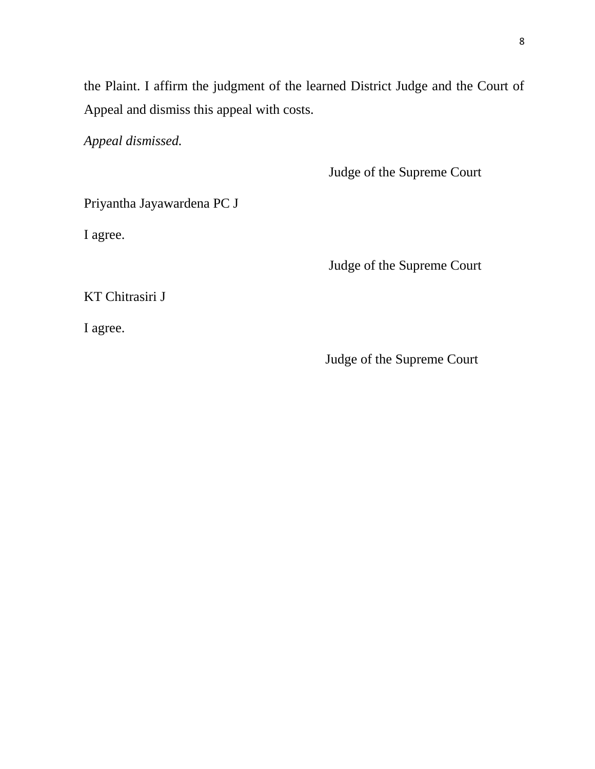the Plaint. I affirm the judgment of the learned District Judge and the Court of Appeal and dismiss this appeal with costs.

*Appeal dismissed.*

Judge of the Supreme Court

Priyantha Jayawardena PC J

I agree.

Judge of the Supreme Court

KT Chitrasiri J

I agree.

Judge of the Supreme Court